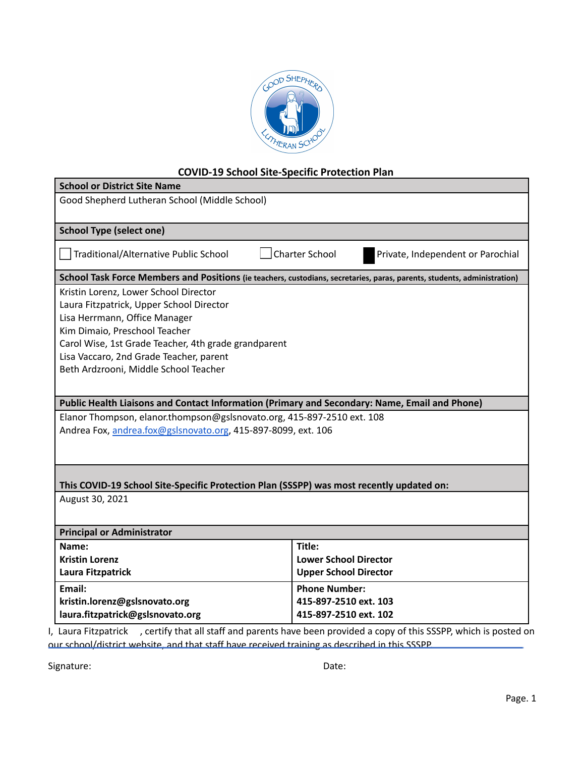## COVID-19 School Site-Specific Protection Plan

| | |
|---|---|
| **School or District Site Name** | |
| Good Shepherd Lutheran School (Middle School) | |
| **School Type (select one)** | |
| ☐ Traditional/Alternative Public School ☐ Charter School ■ Private, Independent or Parochial | |
| **School Task Force Members and Positions** (ie teachers, custodians, secretaries, paras, parents, students, administration) | |
| Kristin Lorenz, Lower School Director<br>Laura Fitzpatrick, Upper School Director<br>Lisa Herrmann, Office Manager<br>Kim Dimaio, Preschool Teacher<br>Carol Wise, 1st Grade Teacher, 4th grade grandparent<br>Lisa Vaccaro, 2nd Grade Teacher, parent<br>Beth Ardzrooni, Middle School Teacher | |
| **Public Health Liaisons and Contact Information (Primary and Secondary: Name, Email and Phone)** | |
| Elanor Thompson, elanor.thompson@gslsnovato.org, 415-897-2510 ext. 108<br>Andrea Fox, andrea.fox@gslsnovato.org, 415-897-8099, ext. 106 | |
| **This COVID-19 School Site-Specific Protection Plan (SSSPP) was most recently updated on:** | |
| August 30, 2021 | |
| **Principal or Administrator** | |
| **Name:**<br>**Kristin Lorenz**<br>**Laura Fitzpatrick** | **Title:**<br>**Lower School Director**<br>**Upper School Director** |
| **Email:**<br>**kristin.lorenz@gslsnovato.org**<br>**laura.fitzpatrick@gslsnovato.org** | **Phone Number:**<br>**415-897-2510 ext. 103**<br>**415-897-2510 ext. 102** |

I, Laura Fitzpatrick , certify that all staff and parents have been provided a copy of this SSSPP, which is posted on our school/district website, and that staff have received training as described in this SSSPP.

Signature: Date: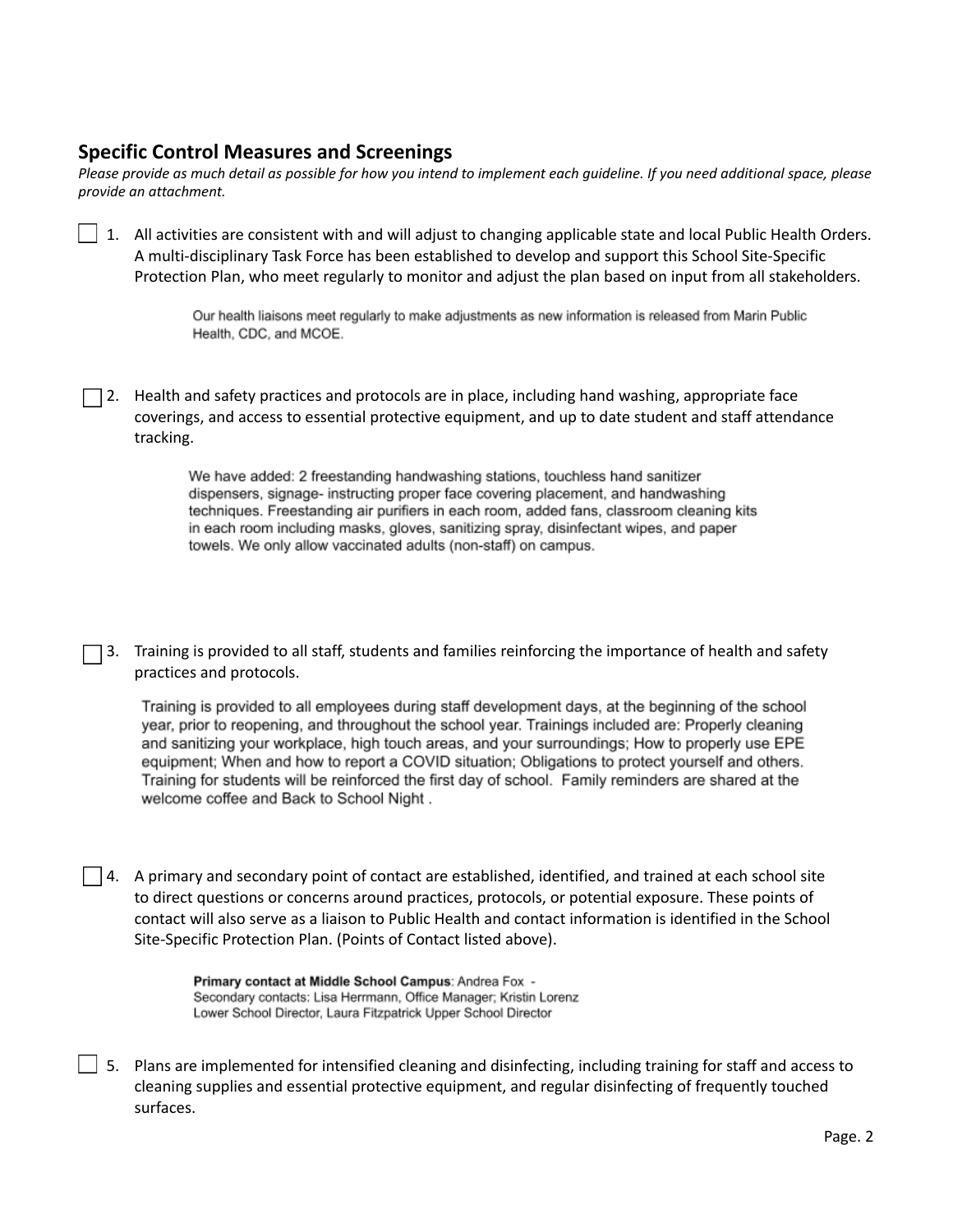## Specific Control Measures and Screenings

*Please provide as much detail as possible for how you intend to implement each guideline. If you need additional space, please provide an attachment.*

☐ 1. All activities are consistent with and will adjust to changing applicable state and local Public Health Orders. A multi-disciplinary Task Force has been established to develop and support this School Site-Specific Protection Plan, who meet regularly to monitor and adjust the plan based on input from all stakeholders.

Our health liaisons meet regularly to make adjustments as new information is released from Marin Public Health, CDC, and MCOE.

☐ 2. Health and safety practices and protocols are in place, including hand washing, appropriate face coverings, and access to essential protective equipment, and up to date student and staff attendance tracking.

We have added: 2 freestanding handwashing stations, touchless hand sanitizer dispensers, signage- instructing proper face covering placement, and handwashing techniques. Freestanding air purifiers in each room, added fans, classroom cleaning kits in each room including masks, gloves, sanitizing spray, disinfectant wipes, and paper towels. We only allow vaccinated adults (non-staff) on campus.

☐ 3. Training is provided to all staff, students and families reinforcing the importance of health and safety practices and protocols.

Training is provided to all employees during staff development days, at the beginning of the school year, prior to reopening, and throughout the school year. Trainings included are: Properly cleaning and sanitizing your workplace, high touch areas, and your surroundings; How to properly use EPE equipment; When and how to report a COVID situation; Obligations to protect yourself and others. Training for students will be reinforced the first day of school. Family reminders are shared at the welcome coffee and Back to School Night .

☐ 4. A primary and secondary point of contact are established, identified, and trained at each school site to direct questions or concerns around practices, protocols, or potential exposure. These points of contact will also serve as a liaison to Public Health and contact information is identified in the School Site-Specific Protection Plan. (Points of Contact listed above).

**Primary contact at Middle School Campus**: Andrea Fox -
Secondary contacts: Lisa Herrmann, Office Manager; Kristin Lorenz Lower School Director, Laura Fitzpatrick Upper School Director

☐ 5. Plans are implemented for intensified cleaning and disinfecting, including training for staff and access to cleaning supplies and essential protective equipment, and regular disinfecting of frequently touched surfaces.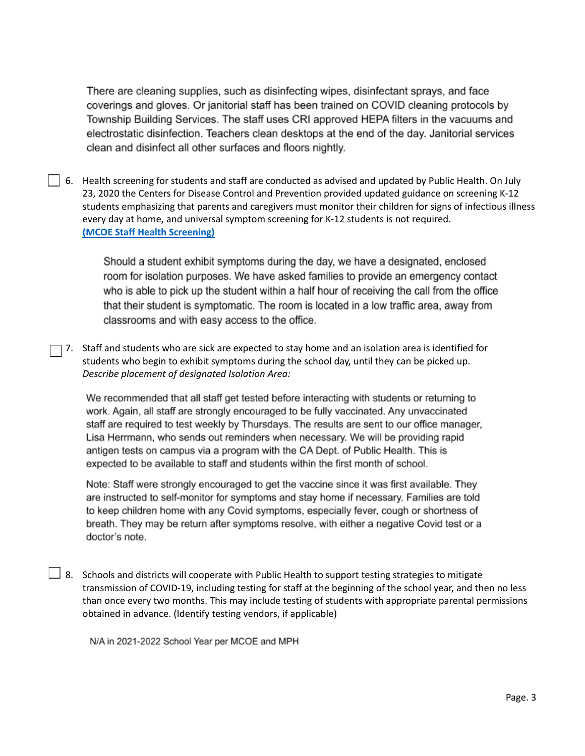There are cleaning supplies, such as disinfecting wipes, disinfectant sprays, and face coverings and gloves. Or janitorial staff has been trained on COVID cleaning protocols by Township Building Services. The staff uses CRI approved HEPA filters in the vacuums and electrostatic disinfection. Teachers clean desktops at the end of the day. Janitorial services clean and disinfect all other surfaces and floors nightly.

☐ 6. Health screening for students and staff are conducted as advised and updated by Public Health. On July 23, 2020 the Centers for Disease Control and Prevention provided updated guidance on screening K-12 students emphasizing that parents and caregivers must monitor their children for signs of infectious illness every day at home, and universal symptom screening for K-12 students is not required. **(MCOE Staff Health Screening)**

Should a student exhibit symptoms during the day, we have a designated, enclosed room for isolation purposes. We have asked families to provide an emergency contact who is able to pick up the student within a half hour of receiving the call from the office that their student is symptomatic. The room is located in a low traffic area, away from classrooms and with easy access to the office.

☐ 7. Staff and students who are sick are expected to stay home and an isolation area is identified for students who begin to exhibit symptoms during the school day, until they can be picked up. *Describe placement of designated Isolation Area:*

We recommended that all staff get tested before interacting with students or returning to work. Again, all staff are strongly encouraged to be fully vaccinated. Any unvaccinated staff are required to test weekly by Thursdays. The results are sent to our office manager, Lisa Herrmann, who sends out reminders when necessary. We will be providing rapid antigen tests on campus via a program with the CA Dept. of Public Health. This is expected to be available to staff and students within the first month of school.

Note: Staff were strongly encouraged to get the vaccine since it was first available. They are instructed to self-monitor for symptoms and stay home if necessary. Families are told to keep children home with any Covid symptoms, especially fever, cough or shortness of breath. They may be return after symptoms resolve, with either a negative Covid test or a doctor's note.

☐ 8. Schools and districts will cooperate with Public Health to support testing strategies to mitigate transmission of COVID-19, including testing for staff at the beginning of the school year, and then no less than once every two months. This may include testing of students with appropriate parental permissions obtained in advance. (Identify testing vendors, if applicable)

N/A in 2021-2022 School Year per MCOE and MPH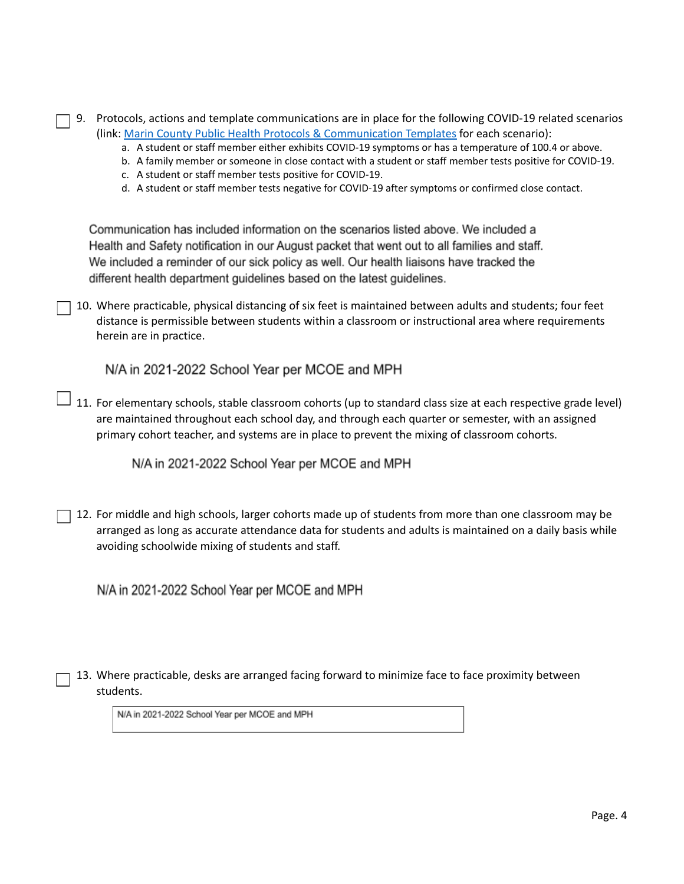- [ ] 9. Protocols, actions and template communications are in place for the following COVID-19 related scenarios (link: [Marin County Public Health Protocols & Communication Templates]() for each scenario):
    - a. A student or staff member either exhibits COVID-19 symptoms or has a temperature of 100.4 or above.
    - b. A family member or someone in close contact with a student or staff member tests positive for COVID-19.
    - c. A student or staff member tests positive for COVID-19.
    - d. A student or staff member tests negative for COVID-19 after symptoms or confirmed close contact.

    Communication has included information on the scenarios listed above. We included a Health and Safety notification in our August packet that went out to all families and staff. We included a reminder of our sick policy as well. Our health liaisons have tracked the different health department guidelines based on the latest guidelines.

- [ ] 10. Where practicable, physical distancing of six feet is maintained between adults and students; four feet distance is permissible between students within a classroom or instructional area where requirements herein are in practice.

    N/A in 2021-2022 School Year per MCOE and MPH

- [ ] 11. For elementary schools, stable classroom cohorts (up to standard class size at each respective grade level) are maintained throughout each school day, and through each quarter or semester, with an assigned primary cohort teacher, and systems are in place to prevent the mixing of classroom cohorts.

    N/A in 2021-2022 School Year per MCOE and MPH

- [ ] 12. For middle and high schools, larger cohorts made up of students from more than one classroom may be arranged as long as accurate attendance data for students and adults is maintained on a daily basis while avoiding schoolwide mixing of students and staff.

    N/A in 2021-2022 School Year per MCOE and MPH

- [ ] 13. Where practicable, desks are arranged facing forward to minimize face to face proximity between students.

    N/A in 2021-2022 School Year per MCOE and MPH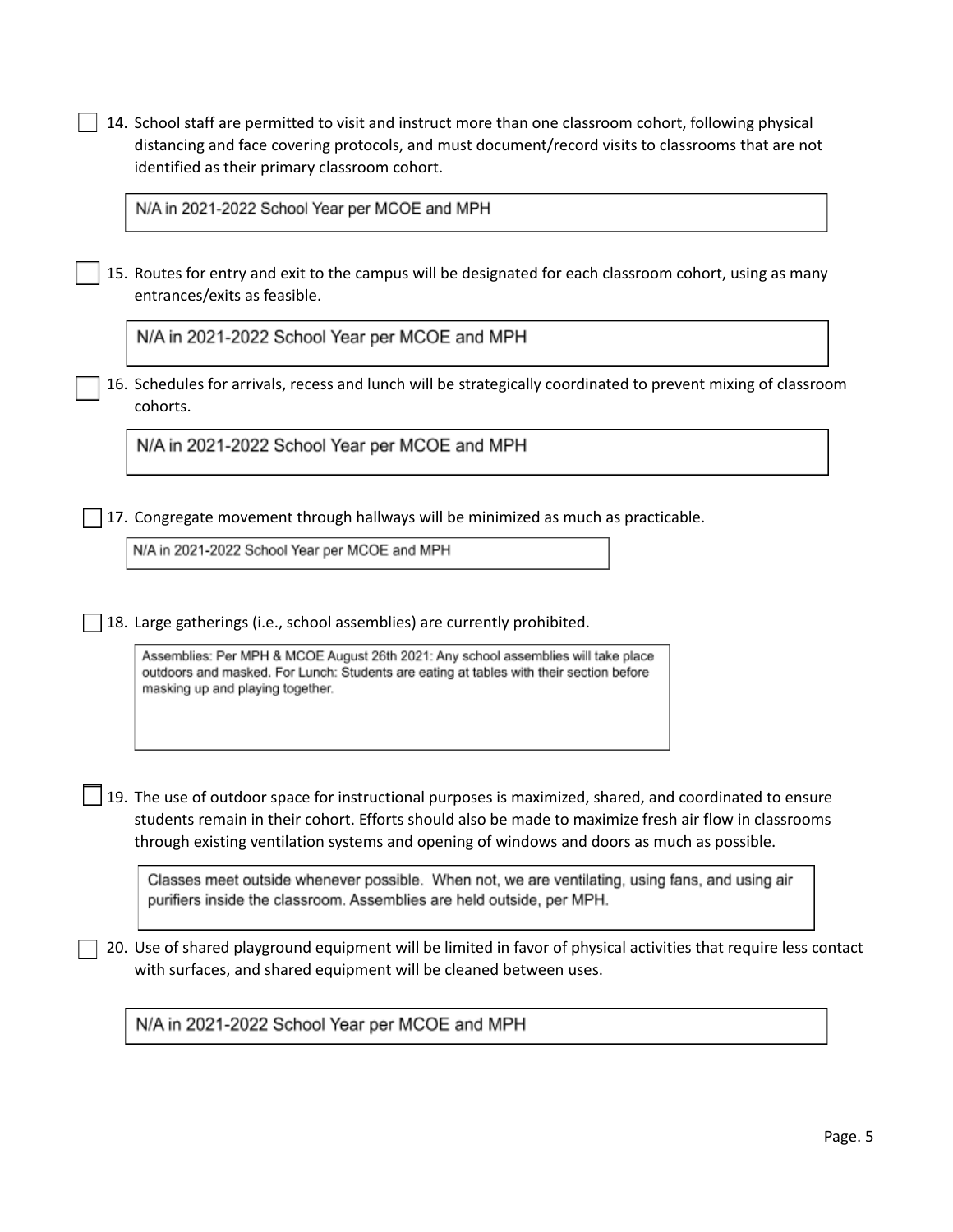- [ ] 14. School staff are permitted to visit and instruct more than one classroom cohort, following physical distancing and face covering protocols, and must document/record visits to classrooms that are not identified as their primary classroom cohort.

N/A in 2021-2022 School Year per MCOE and MPH

- [ ] 15. Routes for entry and exit to the campus will be designated for each classroom cohort, using as many entrances/exits as feasible.

N/A in 2021-2022 School Year per MCOE and MPH

- [ ] 16. Schedules for arrivals, recess and lunch will be strategically coordinated to prevent mixing of classroom cohorts.

N/A in 2021-2022 School Year per MCOE and MPH

- [ ] 17. Congregate movement through hallways will be minimized as much as practicable.

N/A in 2021-2022 School Year per MCOE and MPH

- [ ] 18. Large gatherings (i.e., school assemblies) are currently prohibited.

Assemblies: Per MPH & MCOE August 26th 2021: Any school assemblies will take place outdoors and masked. For Lunch: Students are eating at tables with their section before masking up and playing together.

- [ ] 19. The use of outdoor space for instructional purposes is maximized, shared, and coordinated to ensure students remain in their cohort. Efforts should also be made to maximize fresh air flow in classrooms through existing ventilation systems and opening of windows and doors as much as possible.

Classes meet outside whenever possible. When not, we are ventilating, using fans, and using air purifiers inside the classroom. Assemblies are held outside, per MPH.

- [ ] 20. Use of shared playground equipment will be limited in favor of physical activities that require less contact with surfaces, and shared equipment will be cleaned between uses.

N/A in 2021-2022 School Year per MCOE and MPH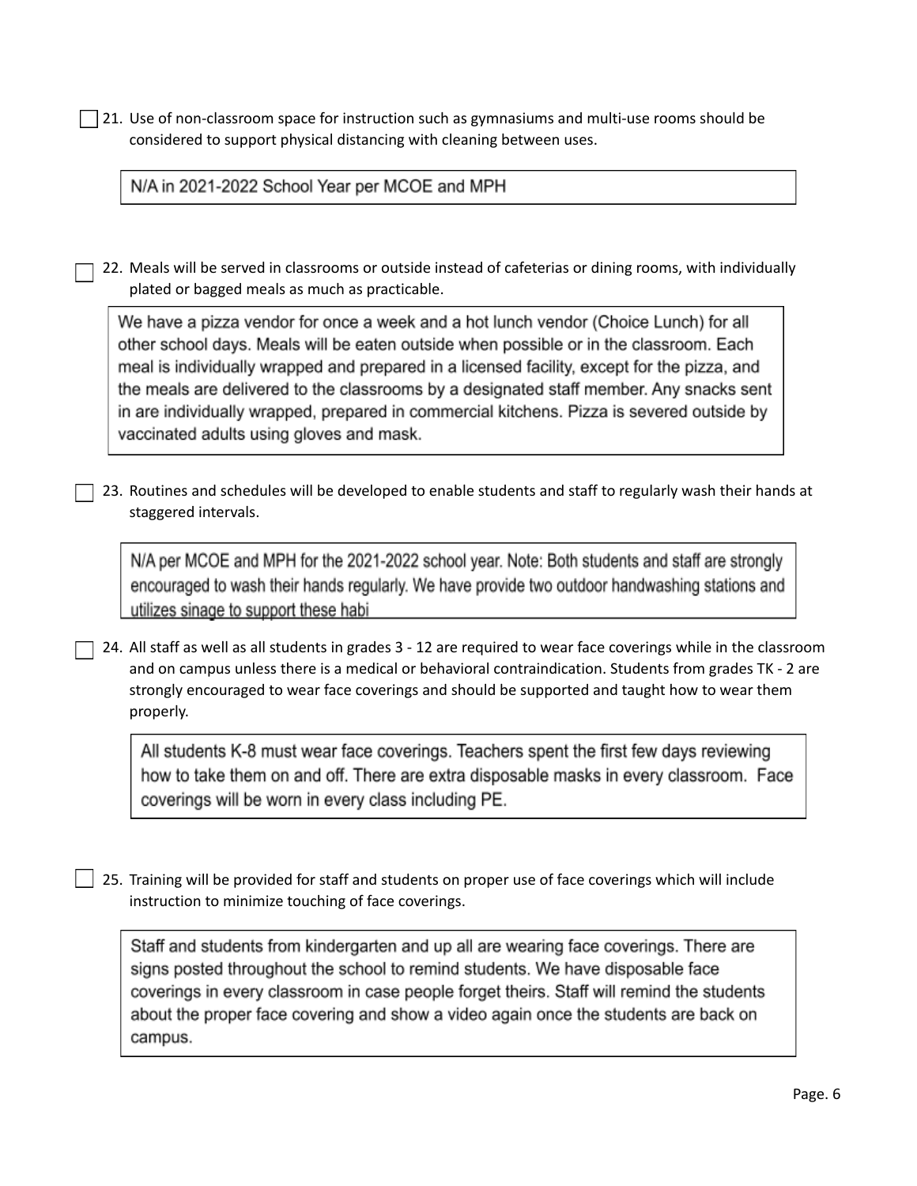- [ ] 21. Use of non-classroom space for instruction such as gymnasiums and multi-use rooms should be considered to support physical distancing with cleaning between uses.

> N/A in 2021-2022 School Year per MCOE and MPH

- [ ] 22. Meals will be served in classrooms or outside instead of cafeterias or dining rooms, with individually plated or bagged meals as much as practicable.

> We have a pizza vendor for once a week and a hot lunch vendor (Choice Lunch) for all other school days. Meals will be eaten outside when possible or in the classroom. Each meal is individually wrapped and prepared in a licensed facility, except for the pizza, and the meals are delivered to the classrooms by a designated staff member. Any snacks sent in are individually wrapped, prepared in commercial kitchens. Pizza is severed outside by vaccinated adults using gloves and mask.

- [ ] 23. Routines and schedules will be developed to enable students and staff to regularly wash their hands at staggered intervals.

> N/A per MCOE and MPH for the 2021-2022 school year. Note: Both students and staff are strongly encouraged to wash their hands regularly. We have provide two outdoor handwashing stations and utilizes sinage to support these habi

- [ ] 24. All staff as well as all students in grades 3 - 12 are required to wear face coverings while in the classroom and on campus unless there is a medical or behavioral contraindication. Students from grades TK - 2 are strongly encouraged to wear face coverings and should be supported and taught how to wear them properly.

> All students K-8 must wear face coverings. Teachers spent the first few days reviewing how to take them on and off. There are extra disposable masks in every classroom. Face coverings will be worn in every class including PE.

- [ ] 25. Training will be provided for staff and students on proper use of face coverings which will include instruction to minimize touching of face coverings.

> Staff and students from kindergarten and up all are wearing face coverings. There are signs posted throughout the school to remind students. We have disposable face coverings in every classroom in case people forget theirs. Staff will remind the students about the proper face covering and show a video again once the students are back on campus.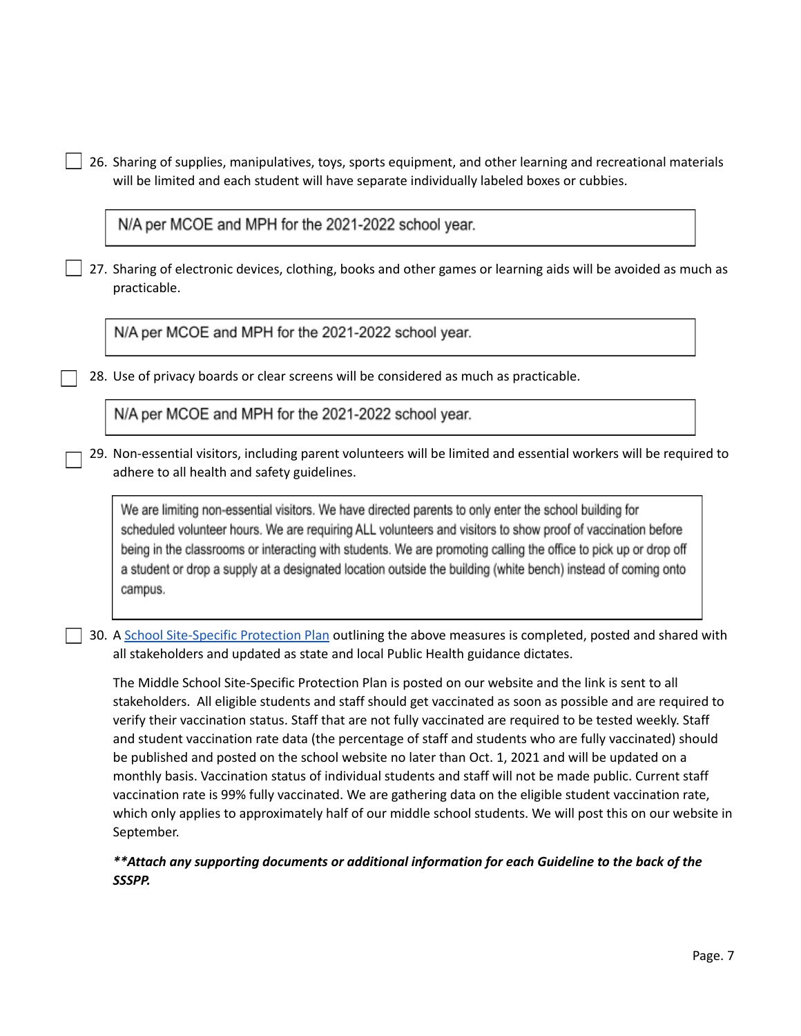- [ ] 26. Sharing of supplies, manipulatives, toys, sports equipment, and other learning and recreational materials will be limited and each student will have separate individually labeled boxes or cubbies.

> N/A per MCOE and MPH for the 2021-2022 school year.

- [ ] 27. Sharing of electronic devices, clothing, books and other games or learning aids will be avoided as much as practicable.

> N/A per MCOE and MPH for the 2021-2022 school year.

- [ ] 28. Use of privacy boards or clear screens will be considered as much as practicable.

> N/A per MCOE and MPH for the 2021-2022 school year.

- [ ] 29. Non-essential visitors, including parent volunteers will be limited and essential workers will be required to adhere to all health and safety guidelines.

> We are limiting non-essential visitors. We have directed parents to only enter the school building for scheduled volunteer hours. We are requiring ALL volunteers and visitors to show proof of vaccination before being in the classrooms or interacting with students. We are promoting calling the office to pick up or drop off a student or drop a supply at a designated location outside the building (white bench) instead of coming onto campus.

- [ ] 30. A School Site-Specific Protection Plan outlining the above measures is completed, posted and shared with all stakeholders and updated as state and local Public Health guidance dictates.

The Middle School Site-Specific Protection Plan is posted on our website and the link is sent to all stakeholders. All eligible students and staff should get vaccinated as soon as possible and are required to verify their vaccination status. Staff that are not fully vaccinated are required to be tested weekly. Staff and student vaccination rate data (the percentage of staff and students who are fully vaccinated) should be published and posted on the school website no later than Oct. 1, 2021 and will be updated on a monthly basis. Vaccination status of individual students and staff will not be made public. Current staff vaccination rate is 99% fully vaccinated. We are gathering data on the eligible student vaccination rate, which only applies to approximately half of our middle school students. We will post this on our website in September.

***\*\*Attach any supporting documents or additional information for each Guideline to the back of the SSSPP.***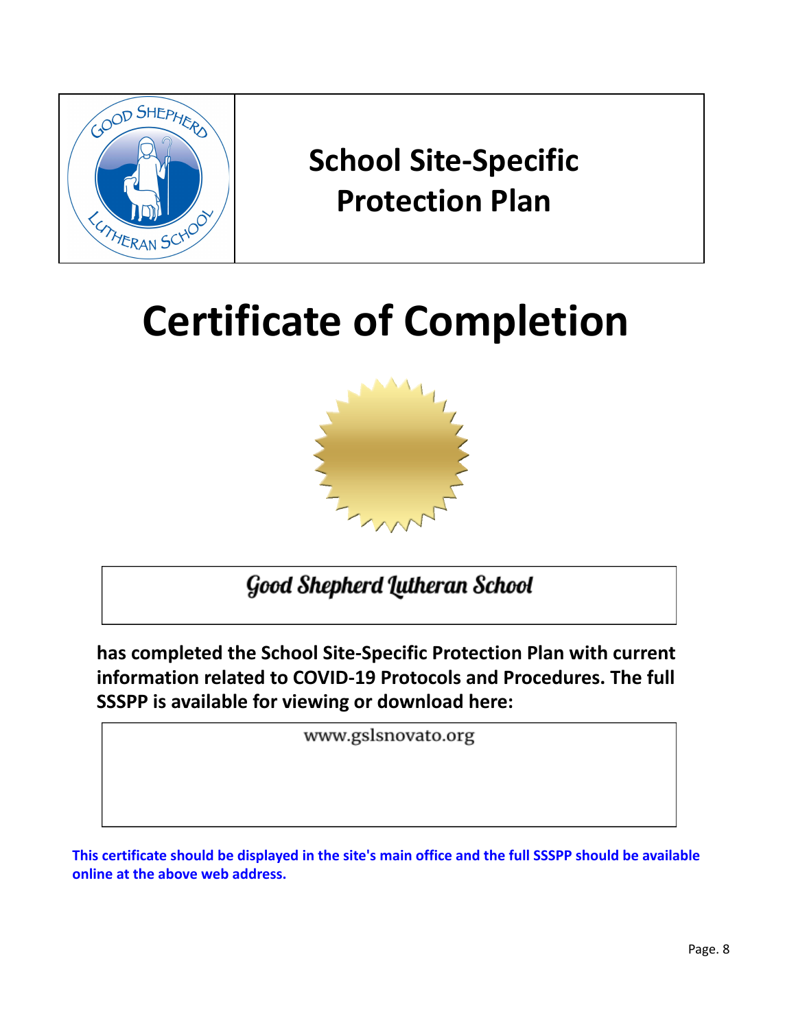# School Site-Specific Protection Plan

# Certificate of Completion

Good Shepherd Lutheran School

**has completed the School Site-Specific Protection Plan with current information related to COVID-19 Protocols and Procedures. The full SSSPP is available for viewing or download here:**

www.gslsnovato.org

**This certificate should be displayed in the site's main office and the full SSSPP should be available online at the above web address.**